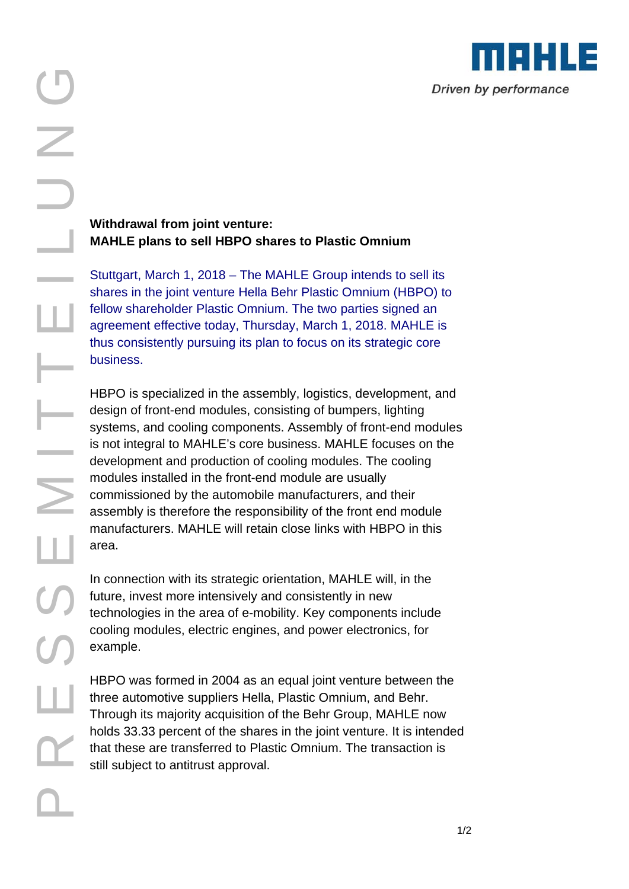**Withdrawal from joint venture:**
**MAHLE plans to sell HBPO shares to Plastic Omnium**

Stuttgart, March 1, 2018 – The MAHLE Group intends to sell its shares in the joint venture Hella Behr Plastic Omnium (HBPO) to fellow shareholder Plastic Omnium. The two parties signed an agreement effective today, Thursday, March 1, 2018. MAHLE is thus consistently pursuing its plan to focus on its strategic core business.

HBPO is specialized in the assembly, logistics, development, and design of front-end modules, consisting of bumpers, lighting systems, and cooling components. Assembly of front-end modules is not integral to MAHLE's core business. MAHLE focuses on the development and production of cooling modules. The cooling modules installed in the front-end module are usually commissioned by the automobile manufacturers, and their assembly is therefore the responsibility of the front end module manufacturers. MAHLE will retain close links with HBPO in this area.

In connection with its strategic orientation, MAHLE will, in the future, invest more intensively and consistently in new technologies in the area of e-mobility. Key components include cooling modules, electric engines, and power electronics, for example.

HBPO was formed in 2004 as an equal joint venture between the three automotive suppliers Hella, Plastic Omnium, and Behr. Through its majority acquisition of the Behr Group, MAHLE now holds 33.33 percent of the shares in the joint venture. It is intended that these are transferred to Plastic Omnium. The transaction is still subject to antitrust approval.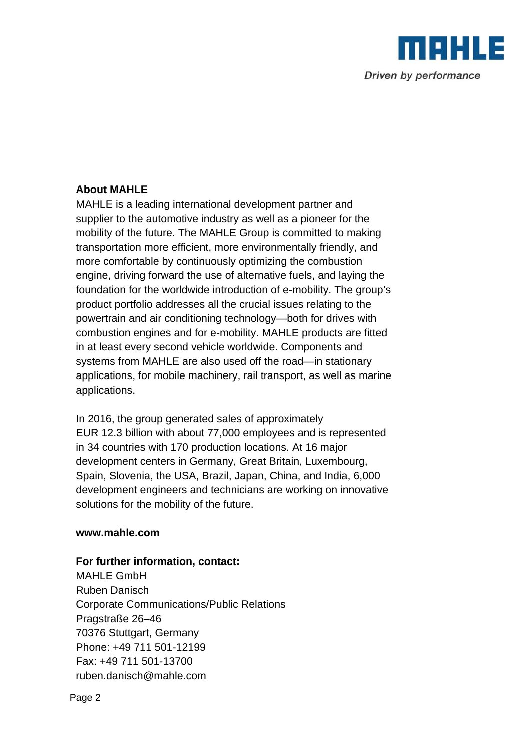**About MAHLE**

MAHLE is a leading international development partner and supplier to the automotive industry as well as a pioneer for the mobility of the future. The MAHLE Group is committed to making transportation more efficient, more environmentally friendly, and more comfortable by continuously optimizing the combustion engine, driving forward the use of alternative fuels, and laying the foundation for the worldwide introduction of e-mobility. The group's product portfolio addresses all the crucial issues relating to the powertrain and air conditioning technology—both for drives with combustion engines and for e-mobility. MAHLE products are fitted in at least every second vehicle worldwide. Components and systems from MAHLE are also used off the road—in stationary applications, for mobile machinery, rail transport, as well as marine applications.

In 2016, the group generated sales of approximately EUR 12.3 billion with about 77,000 employees and is represented in 34 countries with 170 production locations. At 16 major development centers in Germany, Great Britain, Luxembourg, Spain, Slovenia, the USA, Brazil, Japan, China, and India, 6,000 development engineers and technicians are working on innovative solutions for the mobility of the future.

**www.mahle.com**

**For further information, contact:**

MAHLE GmbH
Ruben Danisch
Corporate Communications/Public Relations
Pragstraße 26–46
70376 Stuttgart, Germany
Phone: +49 711 501-12199
Fax: +49 711 501-13700
ruben.danisch@mahle.com